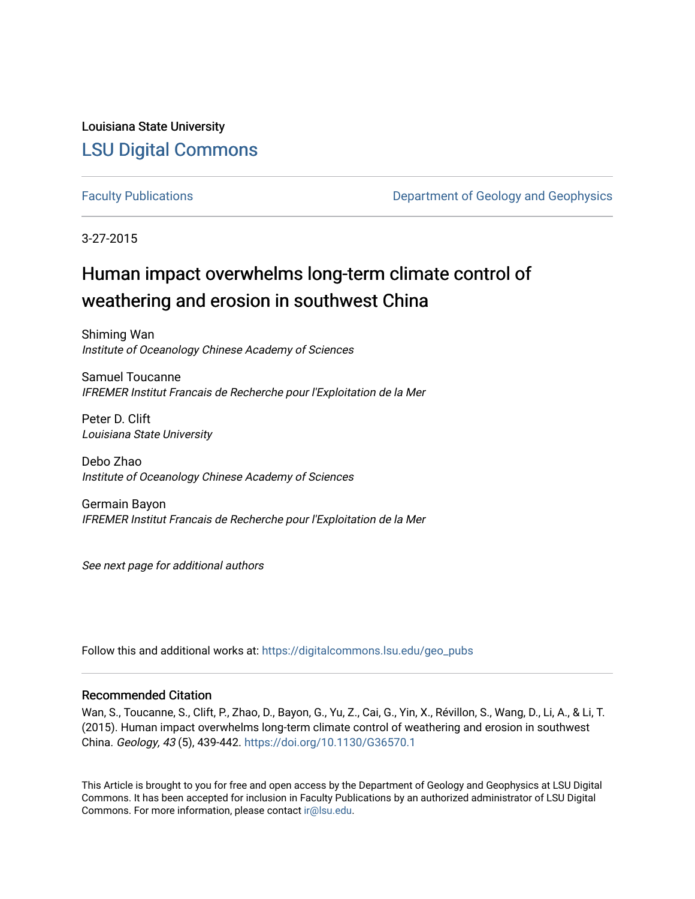Louisiana State University

## LSU Digital Commons

Faculty Publications | Department of Geology and Geophysics

3-27-2015

# Human impact overwhelms long-term climate control of weathering and erosion in southwest China

Shiming Wan
*Institute of Oceanology Chinese Academy of Sciences*

Samuel Toucanne
*IFREMER Institut Francais de Recherche pour l'Exploitation de la Mer*

Peter D. Clift
*Louisiana State University*

Debo Zhao
*Institute of Oceanology Chinese Academy of Sciences*

Germain Bayon
*IFREMER Institut Francais de Recherche pour l'Exploitation de la Mer*

*See next page for additional authors*

Follow this and additional works at: https://digitalcommons.lsu.edu/geo_pubs

### Recommended Citation

Wan, S., Toucanne, S., Clift, P., Zhao, D., Bayon, G., Yu, Z., Cai, G., Yin, X., Révillon, S., Wang, D., Li, A., & Li, T. (2015). Human impact overwhelms long-term climate control of weathering and erosion in southwest China. *Geology, 43* (5), 439-442. https://doi.org/10.1130/G36570.1

This Article is brought to you for free and open access by the Department of Geology and Geophysics at LSU Digital Commons. It has been accepted for inclusion in Faculty Publications by an authorized administrator of LSU Digital Commons. For more information, please contact ir@lsu.edu.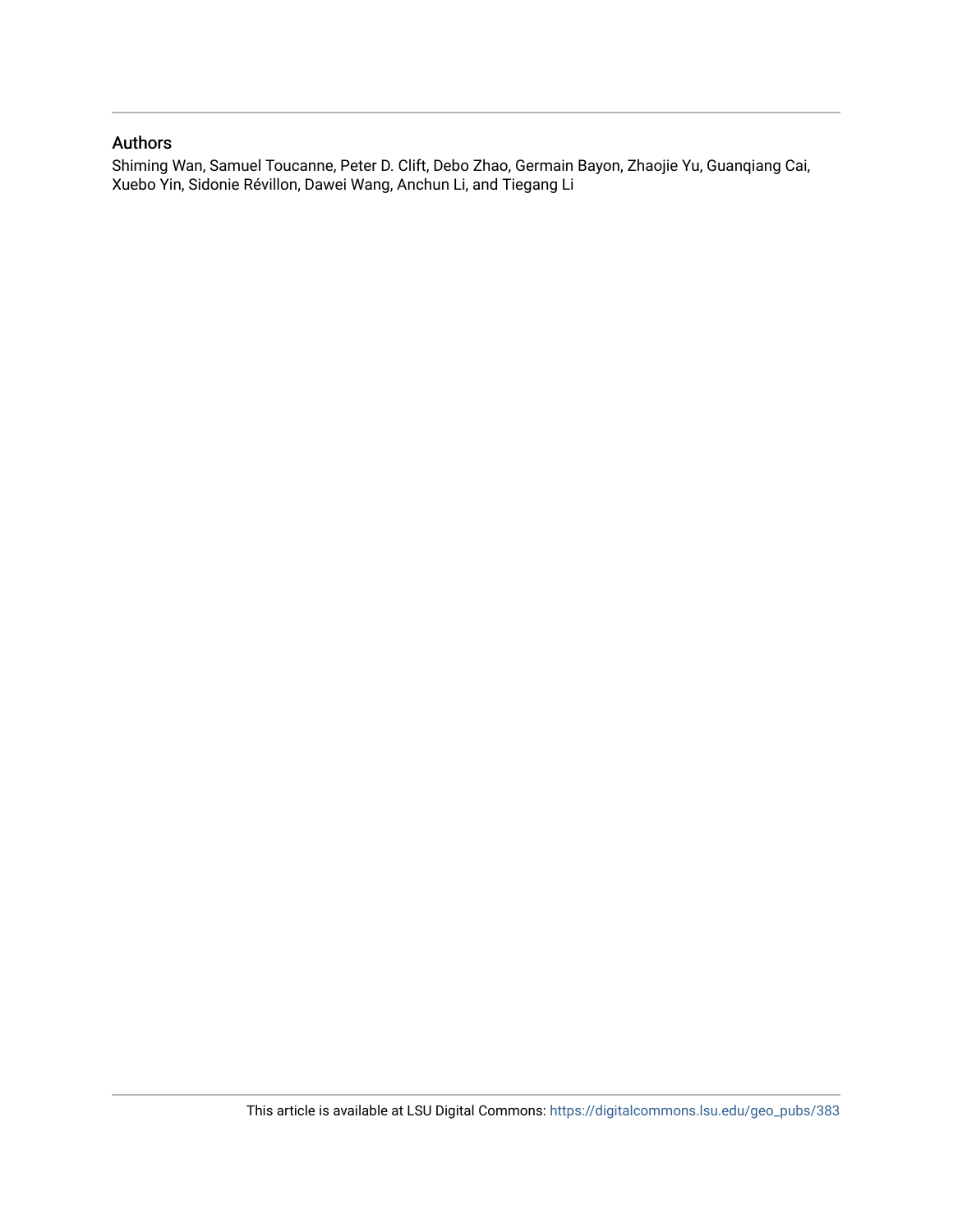## Authors

Shiming Wan, Samuel Toucanne, Peter D. Clift, Debo Zhao, Germain Bayon, Zhaojie Yu, Guanqiang Cai, Xuebo Yin, Sidonie Révillon, Dawei Wang, Anchun Li, and Tiegang Li

This article is available at LSU Digital Commons: https://digitalcommons.lsu.edu/geo_pubs/383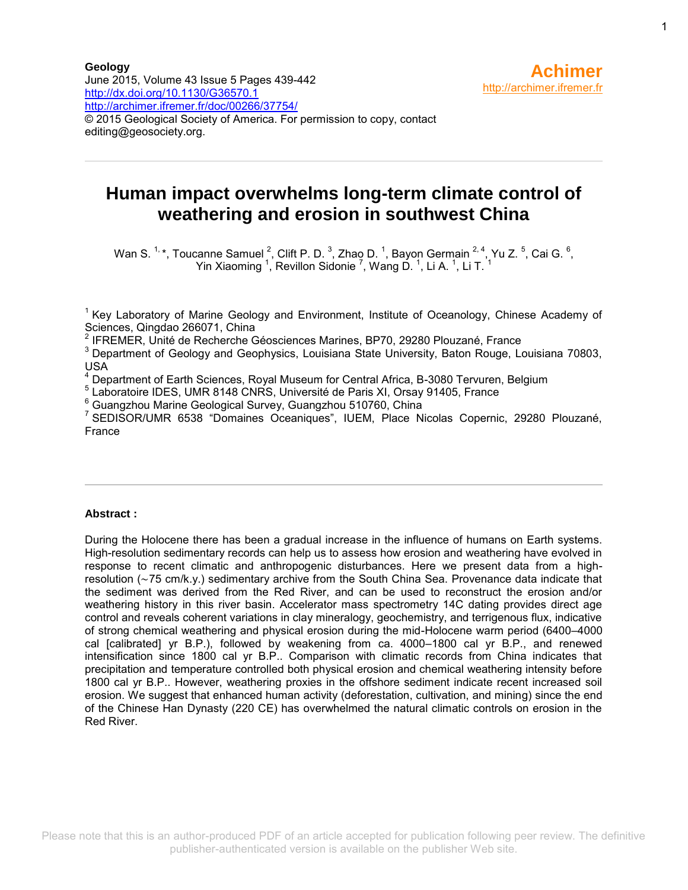Geology
June 2015, Volume 43 Issue 5 Pages 439-442
http://dx.doi.org/10.1130/G36570.1
http://archimer.ifremer.fr/doc/00266/37754/
© 2015 Geological Society of America. For permission to copy, contact editing@geosociety.org.

**Achimer**
http://archimer.ifremer.fr

# Human impact overwhelms long-term climate control of weathering and erosion in southwest China

Wan S. [1,*], Toucanne Samuel [2], Clift P. D. [3], Zhao D. [1], Bayon Germain [2,4], Yu Z. [5], Cai G. [6], Yin Xiaoming [1], Revillon Sidonie [7], Wang D. [1], Li A. [1], Li T. [1]

[1] Key Laboratory of Marine Geology and Environment, Institute of Oceanology, Chinese Academy of Sciences, Qingdao 266071, China
[2] IFREMER, Unité de Recherche Géosciences Marines, BP70, 29280 Plouzané, France
[3] Department of Geology and Geophysics, Louisiana State University, Baton Rouge, Louisiana 70803, USA
[4] Department of Earth Sciences, Royal Museum for Central Africa, B-3080 Tervuren, Belgium
[5] Laboratoire IDES, UMR 8148 CNRS, Université de Paris XI, Orsay 91405, France
[6] Guangzhou Marine Geological Survey, Guangzhou 510760, China
[7] SEDISOR/UMR 6538 "Domaines Oceaniques", IUEM, Place Nicolas Copernic, 29280 Plouzané, France

**Abstract :**

During the Holocene there has been a gradual increase in the influence of humans on Earth systems. High-resolution sedimentary records can help us to assess how erosion and weathering have evolved in response to recent climatic and anthropogenic disturbances. Here we present data from a high-resolution (~75 cm/k.y.) sedimentary archive from the South China Sea. Provenance data indicate that the sediment was derived from the Red River, and can be used to reconstruct the erosion and/or weathering history in this river basin. Accelerator mass spectrometry 14C dating provides direct age control and reveals coherent variations in clay mineralogy, geochemistry, and terrigenous flux, indicative of strong chemical weathering and physical erosion during the mid-Holocene warm period (6400–4000 cal [calibrated] yr B.P.), followed by weakening from ca. 4000–1800 cal yr B.P., and renewed intensification since 1800 cal yr B.P.. Comparison with climatic records from China indicates that precipitation and temperature controlled both physical erosion and chemical weathering intensity before 1800 cal yr B.P.. However, weathering proxies in the offshore sediment indicate recent increased soil erosion. We suggest that enhanced human activity (deforestation, cultivation, and mining) since the end of the Chinese Han Dynasty (220 CE) has overwhelmed the natural climatic controls on erosion in the Red River.

Please note that this is an author-produced PDF of an article accepted for publication following peer review. The definitive publisher-authenticated version is available on the publisher Web site.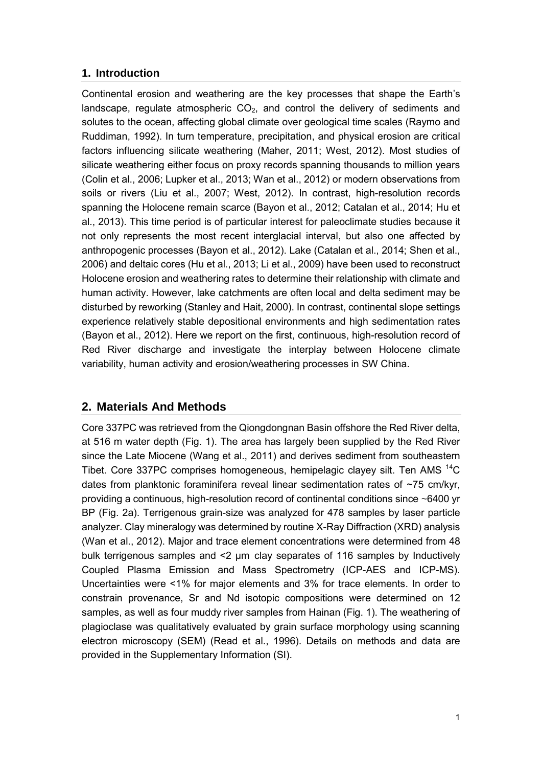## 1. Introduction

Continental erosion and weathering are the key processes that shape the Earth's landscape, regulate atmospheric $CO_2$, and control the delivery of sediments and solutes to the ocean, affecting global climate over geological time scales (Raymo and Ruddiman, 1992). In turn temperature, precipitation, and physical erosion are critical factors influencing silicate weathering (Maher, 2011; West, 2012). Most studies of silicate weathering either focus on proxy records spanning thousands to million years (Colin et al., 2006; Lupker et al., 2013; Wan et al., 2012) or modern observations from soils or rivers (Liu et al., 2007; West, 2012). In contrast, high-resolution records spanning the Holocene remain scarce (Bayon et al., 2012; Catalan et al., 2014; Hu et al., 2013). This time period is of particular interest for paleoclimate studies because it not only represents the most recent interglacial interval, but also one affected by anthropogenic processes (Bayon et al., 2012). Lake (Catalan et al., 2014; Shen et al., 2006) and deltaic cores (Hu et al., 2013; Li et al., 2009) have been used to reconstruct Holocene erosion and weathering rates to determine their relationship with climate and human activity. However, lake catchments are often local and delta sediment may be disturbed by reworking (Stanley and Hait, 2000). In contrast, continental slope settings experience relatively stable depositional environments and high sedimentation rates (Bayon et al., 2012). Here we report on the first, continuous, high-resolution record of Red River discharge and investigate the interplay between Holocene climate variability, human activity and erosion/weathering processes in SW China.

## 2. Materials And Methods

Core 337PC was retrieved from the Qiongdongnan Basin offshore the Red River delta, at 516 m water depth (Fig. 1). The area has largely been supplied by the Red River since the Late Miocene (Wang et al., 2011) and derives sediment from southeastern Tibet. Core 337PC comprises homogeneous, hemipelagic clayey silt. Ten AMS $^{14}C$ dates from planktonic foraminifera reveal linear sedimentation rates of ~75 cm/kyr, providing a continuous, high-resolution record of continental conditions since ~6400 yr BP (Fig. 2a). Terrigenous grain-size was analyzed for 478 samples by laser particle analyzer. Clay mineralogy was determined by routine X-Ray Diffraction (XRD) analysis (Wan et al., 2012). Major and trace element concentrations were determined from 48 bulk terrigenous samples and <2 μm clay separates of 116 samples by Inductively Coupled Plasma Emission and Mass Spectrometry (ICP-AES and ICP-MS). Uncertainties were <1% for major elements and 3% for trace elements. In order to constrain provenance, Sr and Nd isotopic compositions were determined on 12 samples, as well as four muddy river samples from Hainan (Fig. 1). The weathering of plagioclase was qualitatively evaluated by grain surface morphology using scanning electron microscopy (SEM) (Read et al., 1996). Details on methods and data are provided in the Supplementary Information (SI).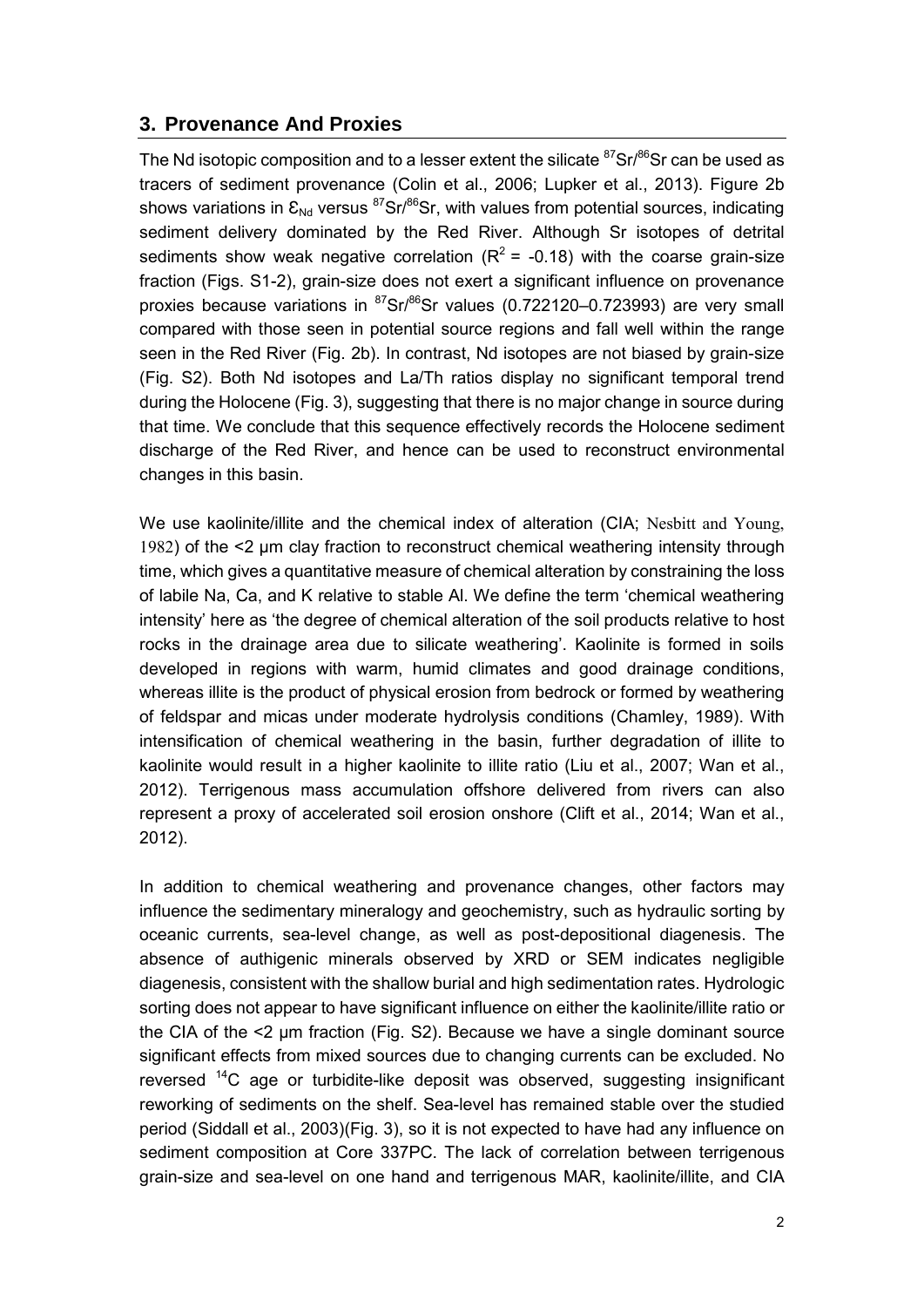## 3. Provenance And Proxies

The Nd isotopic composition and to a lesser extent the silicate $^{87}Sr/^{86}Sr$ can be used as tracers of sediment provenance (Colin et al., 2006; Lupker et al., 2013). Figure 2b shows variations in $\varepsilon_{Nd}$ versus $^{87}Sr/^{86}Sr$, with values from potential sources, indicating sediment delivery dominated by the Red River. Although Sr isotopes of detrital sediments show weak negative correlation ($R^2$ = -0.18) with the coarse grain-size fraction (Figs. S1-2), grain-size does not exert a significant influence on provenance proxies because variations in $^{87}Sr/^{86}Sr$ values (0.722120–0.723993) are very small compared with those seen in potential source regions and fall well within the range seen in the Red River (Fig. 2b). In contrast, Nd isotopes are not biased by grain-size (Fig. S2). Both Nd isotopes and La/Th ratios display no significant temporal trend during the Holocene (Fig. 3), suggesting that there is no major change in source during that time. We conclude that this sequence effectively records the Holocene sediment discharge of the Red River, and hence can be used to reconstruct environmental changes in this basin.

We use kaolinite/illite and the chemical index of alteration (CIA; Nesbitt and Young, 1982) of the <2 μm clay fraction to reconstruct chemical weathering intensity through time, which gives a quantitative measure of chemical alteration by constraining the loss of labile Na, Ca, and K relative to stable Al. We define the term 'chemical weathering intensity' here as 'the degree of chemical alteration of the soil products relative to host rocks in the drainage area due to silicate weathering'. Kaolinite is formed in soils developed in regions with warm, humid climates and good drainage conditions, whereas illite is the product of physical erosion from bedrock or formed by weathering of feldspar and micas under moderate hydrolysis conditions (Chamley, 1989). With intensification of chemical weathering in the basin, further degradation of illite to kaolinite would result in a higher kaolinite to illite ratio (Liu et al., 2007; Wan et al., 2012). Terrigenous mass accumulation offshore delivered from rivers can also represent a proxy of accelerated soil erosion onshore (Clift et al., 2014; Wan et al., 2012).

In addition to chemical weathering and provenance changes, other factors may influence the sedimentary mineralogy and geochemistry, such as hydraulic sorting by oceanic currents, sea-level change, as well as post-depositional diagenesis. The absence of authigenic minerals observed by XRD or SEM indicates negligible diagenesis, consistent with the shallow burial and high sedimentation rates. Hydrologic sorting does not appear to have significant influence on either the kaolinite/illite ratio or the CIA of the <2 μm fraction (Fig. S2). Because we have a single dominant source significant effects from mixed sources due to changing currents can be excluded. No reversed $^{14}C$ age or turbidite-like deposit was observed, suggesting insignificant reworking of sediments on the shelf. Sea-level has remained stable over the studied period (Siddall et al., 2003)(Fig. 3), so it is not expected to have had any influence on sediment composition at Core 337PC. The lack of correlation between terrigenous grain-size and sea-level on one hand and terrigenous MAR, kaolinite/illite, and CIA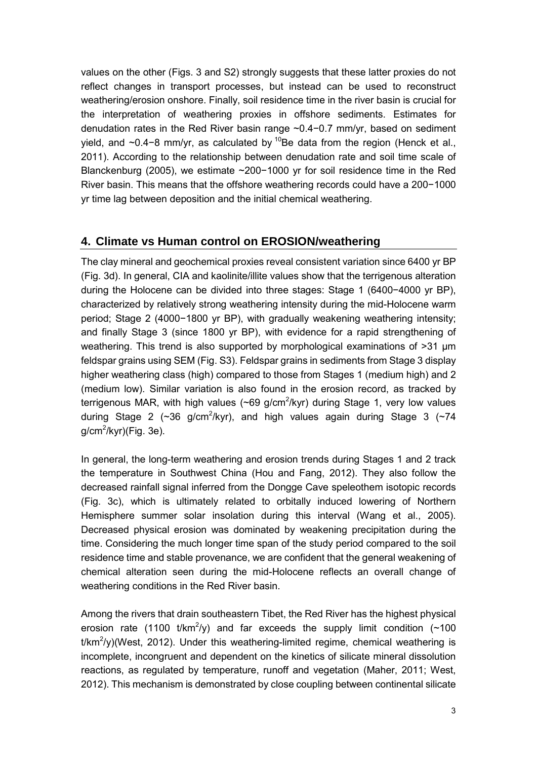values on the other (Figs. 3 and S2) strongly suggests that these latter proxies do not reflect changes in transport processes, but instead can be used to reconstruct weathering/erosion onshore. Finally, soil residence time in the river basin is crucial for the interpretation of weathering proxies in offshore sediments. Estimates for denudation rates in the Red River basin range ~0.4−0.7 mm/yr, based on sediment yield, and ~0.4−8 mm/yr, as calculated by $^{10}Be$ data from the region (Henck et al., 2011). According to the relationship between denudation rate and soil time scale of Blanckenburg (2005), we estimate ~200−1000 yr for soil residence time in the Red River basin. This means that the offshore weathering records could have a 200−1000 yr time lag between deposition and the initial chemical weathering.

## 4. Climate vs Human control on EROSION/weathering

The clay mineral and geochemical proxies reveal consistent variation since 6400 yr BP (Fig. 3d). In general, CIA and kaolinite/illite values show that the terrigenous alteration during the Holocene can be divided into three stages: Stage 1 (6400−4000 yr BP), characterized by relatively strong weathering intensity during the mid-Holocene warm period; Stage 2 (4000−1800 yr BP), with gradually weakening weathering intensity; and finally Stage 3 (since 1800 yr BP), with evidence for a rapid strengthening of weathering. This trend is also supported by morphological examinations of >31 μm feldspar grains using SEM (Fig. S3). Feldspar grains in sediments from Stage 3 display higher weathering class (high) compared to those from Stages 1 (medium high) and 2 (medium low). Similar variation is also found in the erosion record, as tracked by terrigenous MAR, with high values (~69 $g/cm^2/kyr$) during Stage 1, very low values during Stage 2 (~36 $g/cm^2/kyr$), and high values again during Stage 3 (~74 $g/cm^2/kyr$)(Fig. 3e).

In general, the long-term weathering and erosion trends during Stages 1 and 2 track the temperature in Southwest China (Hou and Fang, 2012). They also follow the decreased rainfall signal inferred from the Dongge Cave speleothem isotopic records (Fig. 3c), which is ultimately related to orbitally induced lowering of Northern Hemisphere summer solar insolation during this interval (Wang et al., 2005). Decreased physical erosion was dominated by weakening precipitation during the time. Considering the much longer time span of the study period compared to the soil residence time and stable provenance, we are confident that the general weakening of chemical alteration seen during the mid-Holocene reflects an overall change of weathering conditions in the Red River basin.

Among the rivers that drain southeastern Tibet, the Red River has the highest physical erosion rate (1100 $t/km^2/y$) and far exceeds the supply limit condition (~100 $t/km^2/y$)(West, 2012). Under this weathering-limited regime, chemical weathering is incomplete, incongruent and dependent on the kinetics of silicate mineral dissolution reactions, as regulated by temperature, runoff and vegetation (Maher, 2011; West, 2012). This mechanism is demonstrated by close coupling between continental silicate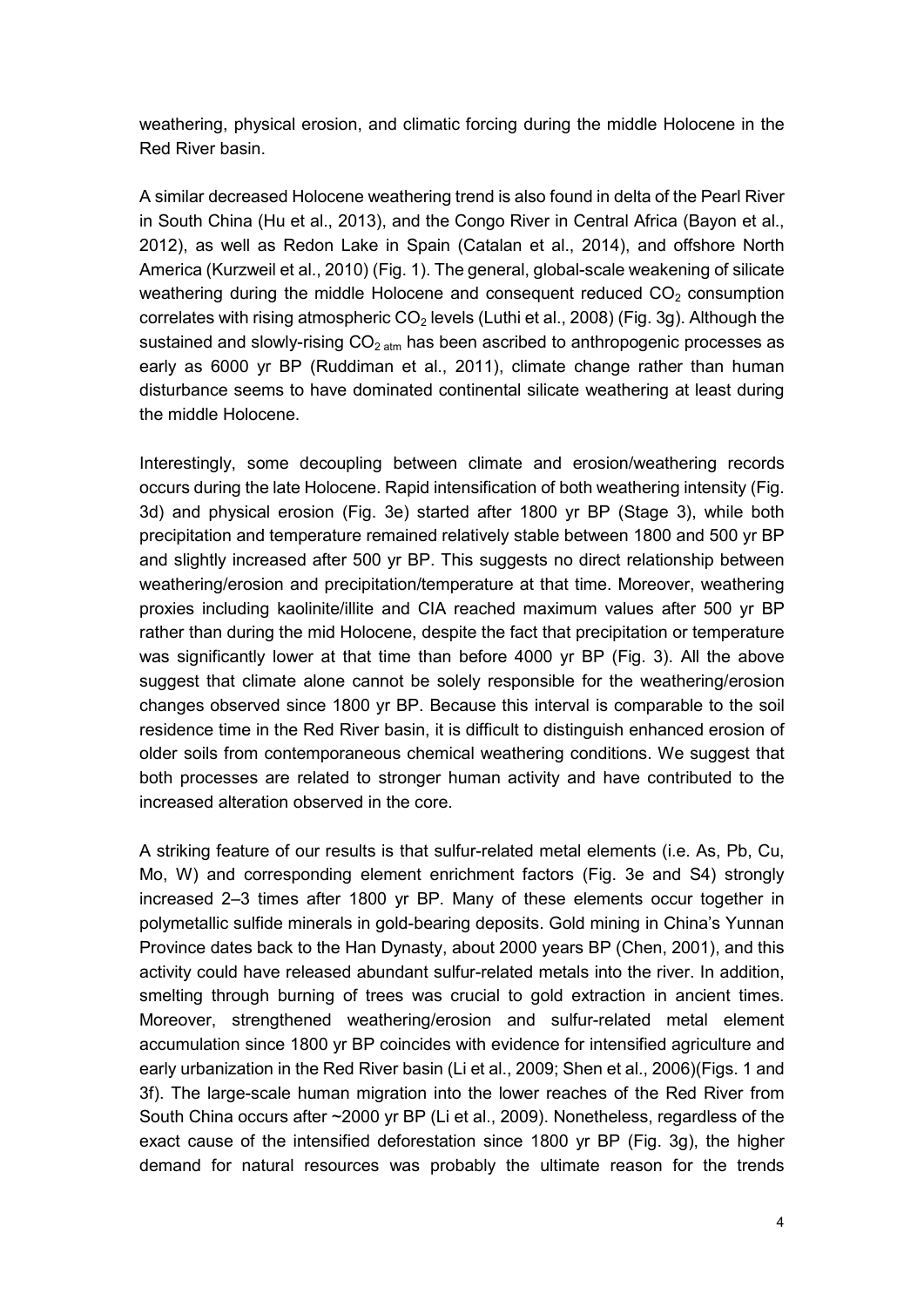weathering, physical erosion, and climatic forcing during the middle Holocene in the Red River basin.

A similar decreased Holocene weathering trend is also found in delta of the Pearl River in South China (Hu et al., 2013), and the Congo River in Central Africa (Bayon et al., 2012), as well as Redon Lake in Spain (Catalan et al., 2014), and offshore North America (Kurzweil et al., 2010) (Fig. 1). The general, global-scale weakening of silicate weathering during the middle Holocene and consequent reduced $CO_2$ consumption correlates with rising atmospheric $CO_2$ levels (Luthi et al., 2008) (Fig. 3g). Although the sustained and slowly-rising $CO_{2\ atm}$ has been ascribed to anthropogenic processes as early as 6000 yr BP (Ruddiman et al., 2011), climate change rather than human disturbance seems to have dominated continental silicate weathering at least during the middle Holocene.

Interestingly, some decoupling between climate and erosion/weathering records occurs during the late Holocene. Rapid intensification of both weathering intensity (Fig. 3d) and physical erosion (Fig. 3e) started after 1800 yr BP (Stage 3), while both precipitation and temperature remained relatively stable between 1800 and 500 yr BP and slightly increased after 500 yr BP. This suggests no direct relationship between weathering/erosion and precipitation/temperature at that time. Moreover, weathering proxies including kaolinite/illite and CIA reached maximum values after 500 yr BP rather than during the mid Holocene, despite the fact that precipitation or temperature was significantly lower at that time than before 4000 yr BP (Fig. 3). All the above suggest that climate alone cannot be solely responsible for the weathering/erosion changes observed since 1800 yr BP. Because this interval is comparable to the soil residence time in the Red River basin, it is difficult to distinguish enhanced erosion of older soils from contemporaneous chemical weathering conditions. We suggest that both processes are related to stronger human activity and have contributed to the increased alteration observed in the core.

A striking feature of our results is that sulfur-related metal elements (i.e. As, Pb, Cu, Mo, W) and corresponding element enrichment factors (Fig. 3e and S4) strongly increased 2–3 times after 1800 yr BP. Many of these elements occur together in polymetallic sulfide minerals in gold-bearing deposits. Gold mining in China's Yunnan Province dates back to the Han Dynasty, about 2000 years BP (Chen, 2001), and this activity could have released abundant sulfur-related metals into the river. In addition, smelting through burning of trees was crucial to gold extraction in ancient times. Moreover, strengthened weathering/erosion and sulfur-related metal element accumulation since 1800 yr BP coincides with evidence for intensified agriculture and early urbanization in the Red River basin (Li et al., 2009; Shen et al., 2006)(Figs. 1 and 3f). The large-scale human migration into the lower reaches of the Red River from South China occurs after ~2000 yr BP (Li et al., 2009). Nonetheless, regardless of the exact cause of the intensified deforestation since 1800 yr BP (Fig. 3g), the higher demand for natural resources was probably the ultimate reason for the trends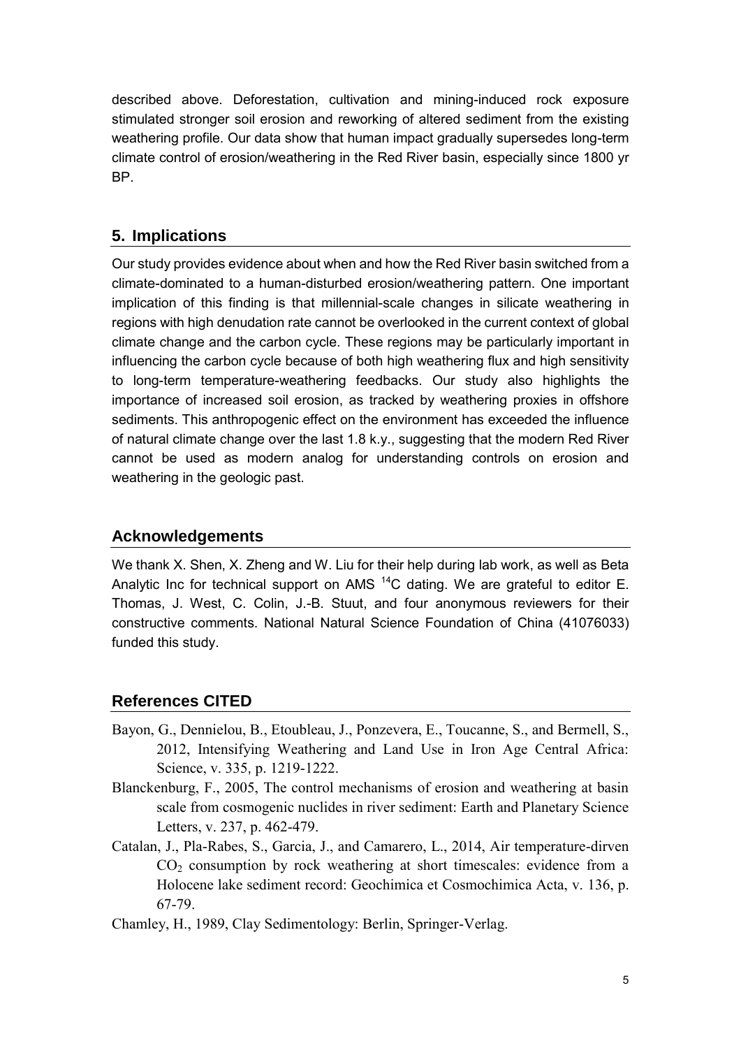described above. Deforestation, cultivation and mining-induced rock exposure stimulated stronger soil erosion and reworking of altered sediment from the existing weathering profile. Our data show that human impact gradually supersedes long-term climate control of erosion/weathering in the Red River basin, especially since 1800 yr BP.

## 5. Implications

Our study provides evidence about when and how the Red River basin switched from a climate-dominated to a human-disturbed erosion/weathering pattern. One important implication of this finding is that millennial-scale changes in silicate weathering in regions with high denudation rate cannot be overlooked in the current context of global climate change and the carbon cycle. These regions may be particularly important in influencing the carbon cycle because of both high weathering flux and high sensitivity to long-term temperature-weathering feedbacks. Our study also highlights the importance of increased soil erosion, as tracked by weathering proxies in offshore sediments. This anthropogenic effect on the environment has exceeded the influence of natural climate change over the last 1.8 k.y., suggesting that the modern Red River cannot be used as modern analog for understanding controls on erosion and weathering in the geologic past.

## Acknowledgements

We thank X. Shen, X. Zheng and W. Liu for their help during lab work, as well as Beta Analytic Inc for technical support on AMS $^{14}C$ dating. We are grateful to editor E. Thomas, J. West, C. Colin, J.-B. Stuut, and four anonymous reviewers for their constructive comments. National Natural Science Foundation of China (41076033) funded this study.

## References CITED

Bayon, G., Dennielou, B., Etoubleau, J., Ponzevera, E., Toucanne, S., and Bermell, S., 2012, Intensifying Weathering and Land Use in Iron Age Central Africa: Science, v. 335, p. 1219-1222.

Blanckenburg, F., 2005, The control mechanisms of erosion and weathering at basin scale from cosmogenic nuclides in river sediment: Earth and Planetary Science Letters, v. 237, p. 462-479.

Catalan, J., Pla-Rabes, S., Garcia, J., and Camarero, L., 2014, Air temperature-dirven $CO_2$ consumption by rock weathering at short timescales: evidence from a Holocene lake sediment record: Geochimica et Cosmochimica Acta, v. 136, p. 67-79.

Chamley, H., 1989, Clay Sedimentology: Berlin, Springer-Verlag.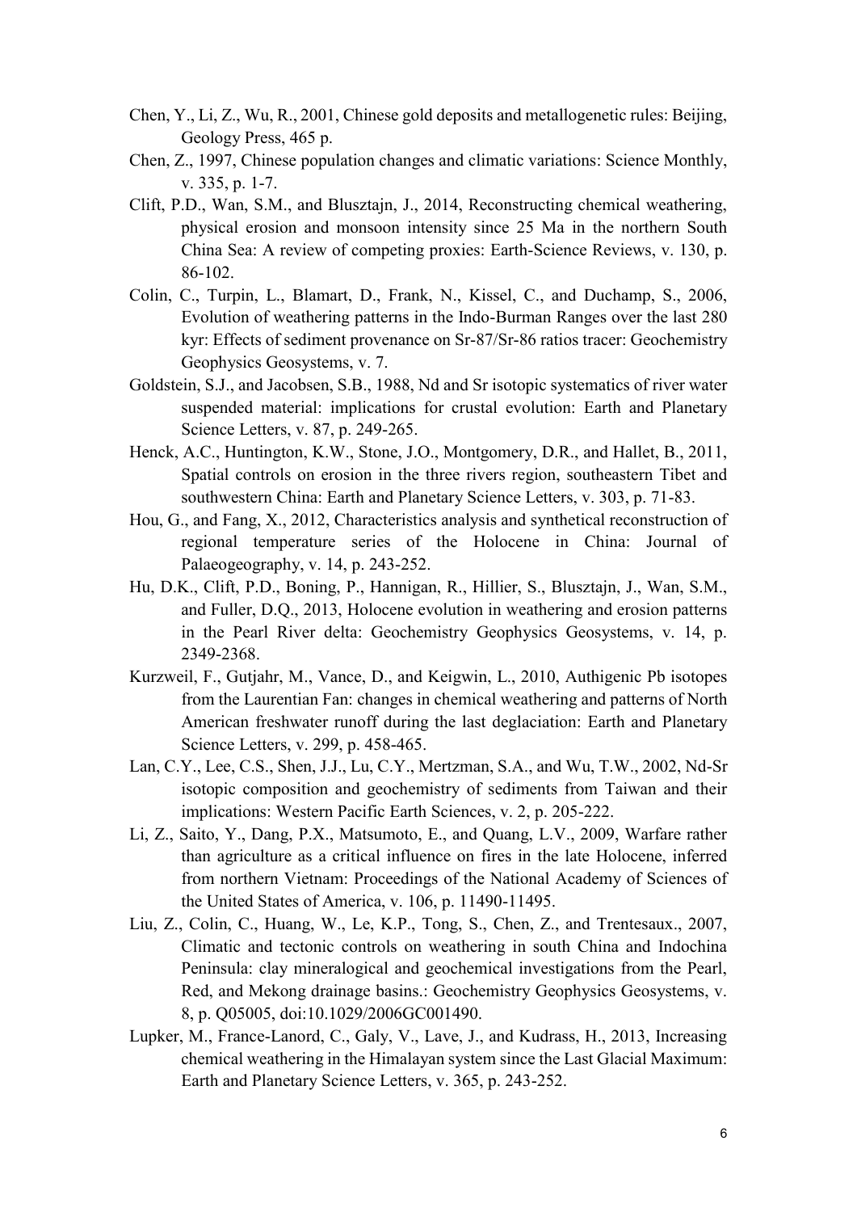Chen, Y., Li, Z., Wu, R., 2001, Chinese gold deposits and metallogenetic rules: Beijing, Geology Press, 465 p.

Chen, Z., 1997, Chinese population changes and climatic variations: Science Monthly, v. 335, p. 1-7.

Clift, P.D., Wan, S.M., and Blusztajn, J., 2014, Reconstructing chemical weathering, physical erosion and monsoon intensity since 25 Ma in the northern South China Sea: A review of competing proxies: Earth-Science Reviews, v. 130, p. 86-102.

Colin, C., Turpin, L., Blamart, D., Frank, N., Kissel, C., and Duchamp, S., 2006, Evolution of weathering patterns in the Indo-Burman Ranges over the last 280 kyr: Effects of sediment provenance on Sr-87/Sr-86 ratios tracer: Geochemistry Geophysics Geosystems, v. 7.

Goldstein, S.J., and Jacobsen, S.B., 1988, Nd and Sr isotopic systematics of river water suspended material: implications for crustal evolution: Earth and Planetary Science Letters, v. 87, p. 249-265.

Henck, A.C., Huntington, K.W., Stone, J.O., Montgomery, D.R., and Hallet, B., 2011, Spatial controls on erosion in the three rivers region, southeastern Tibet and southwestern China: Earth and Planetary Science Letters, v. 303, p. 71-83.

Hou, G., and Fang, X., 2012, Characteristics analysis and synthetical reconstruction of regional temperature series of the Holocene in China: Journal of Palaeogeography, v. 14, p. 243-252.

Hu, D.K., Clift, P.D., Boning, P., Hannigan, R., Hillier, S., Blusztajn, J., Wan, S.M., and Fuller, D.Q., 2013, Holocene evolution in weathering and erosion patterns in the Pearl River delta: Geochemistry Geophysics Geosystems, v. 14, p. 2349-2368.

Kurzweil, F., Gutjahr, M., Vance, D., and Keigwin, L., 2010, Authigenic Pb isotopes from the Laurentian Fan: changes in chemical weathering and patterns of North American freshwater runoff during the last deglaciation: Earth and Planetary Science Letters, v. 299, p. 458-465.

Lan, C.Y., Lee, C.S., Shen, J.J., Lu, C.Y., Mertzman, S.A., and Wu, T.W., 2002, Nd-Sr isotopic composition and geochemistry of sediments from Taiwan and their implications: Western Pacific Earth Sciences, v. 2, p. 205-222.

Li, Z., Saito, Y., Dang, P.X., Matsumoto, E., and Quang, L.V., 2009, Warfare rather than agriculture as a critical influence on fires in the late Holocene, inferred from northern Vietnam: Proceedings of the National Academy of Sciences of the United States of America, v. 106, p. 11490-11495.

Liu, Z., Colin, C., Huang, W., Le, K.P., Tong, S., Chen, Z., and Trentesaux., 2007, Climatic and tectonic controls on weathering in south China and Indochina Peninsula: clay mineralogical and geochemical investigations from the Pearl, Red, and Mekong drainage basins.: Geochemistry Geophysics Geosystems, v. 8, p. Q05005, doi:10.1029/2006GC001490.

Lupker, M., France-Lanord, C., Galy, V., Lave, J., and Kudrass, H., 2013, Increasing chemical weathering in the Himalayan system since the Last Glacial Maximum: Earth and Planetary Science Letters, v. 365, p. 243-252.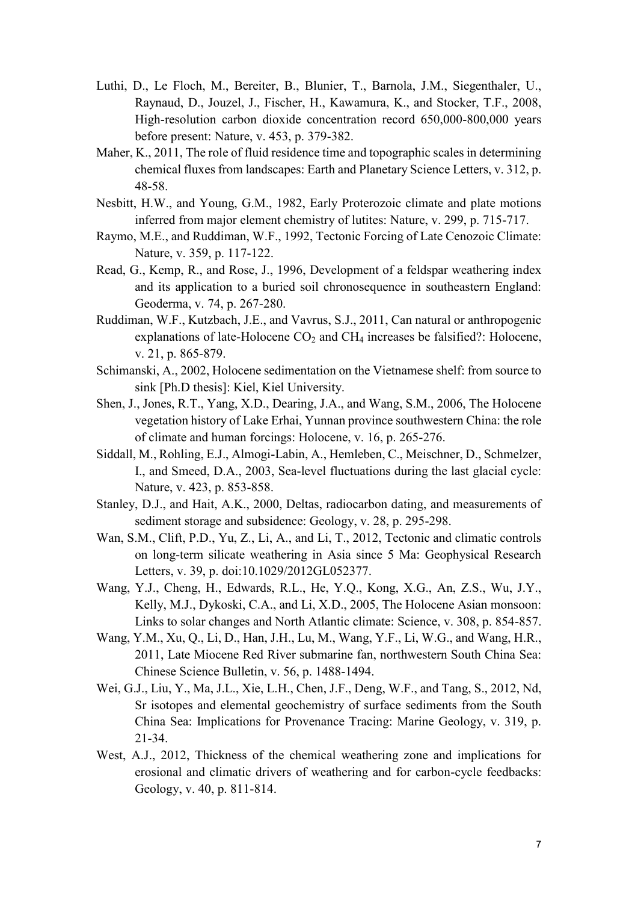Luthi, D., Le Floch, M., Bereiter, B., Blunier, T., Barnola, J.M., Siegenthaler, U., Raynaud, D., Jouzel, J., Fischer, H., Kawamura, K., and Stocker, T.F., 2008, High-resolution carbon dioxide concentration record 650,000-800,000 years before present: Nature, v. 453, p. 379-382.

Maher, K., 2011, The role of fluid residence time and topographic scales in determining chemical fluxes from landscapes: Earth and Planetary Science Letters, v. 312, p. 48-58.

Nesbitt, H.W., and Young, G.M., 1982, Early Proterozoic climate and plate motions inferred from major element chemistry of lutites: Nature, v. 299, p. 715-717.

Raymo, M.E., and Ruddiman, W.F., 1992, Tectonic Forcing of Late Cenozoic Climate: Nature, v. 359, p. 117-122.

Read, G., Kemp, R., and Rose, J., 1996, Development of a feldspar weathering index and its application to a buried soil chronosequence in southeastern England: Geoderma, v. 74, p. 267-280.

Ruddiman, W.F., Kutzbach, J.E., and Vavrus, S.J., 2011, Can natural or anthropogenic explanations of late-Holocene $CO_2$ and $CH_4$ increases be falsified?: Holocene, v. 21, p. 865-879.

Schimanski, A., 2002, Holocene sedimentation on the Vietnamese shelf: from source to sink [Ph.D thesis]: Kiel, Kiel University.

Shen, J., Jones, R.T., Yang, X.D., Dearing, J.A., and Wang, S.M., 2006, The Holocene vegetation history of Lake Erhai, Yunnan province southwestern China: the role of climate and human forcings: Holocene, v. 16, p. 265-276.

Siddall, M., Rohling, E.J., Almogi-Labin, A., Hemleben, C., Meischner, D., Schmelzer, I., and Smeed, D.A., 2003, Sea-level fluctuations during the last glacial cycle: Nature, v. 423, p. 853-858.

Stanley, D.J., and Hait, A.K., 2000, Deltas, radiocarbon dating, and measurements of sediment storage and subsidence: Geology, v. 28, p. 295-298.

Wan, S.M., Clift, P.D., Yu, Z., Li, A., and Li, T., 2012, Tectonic and climatic controls on long-term silicate weathering in Asia since 5 Ma: Geophysical Research Letters, v. 39, p. doi:10.1029/2012GL052377.

Wang, Y.J., Cheng, H., Edwards, R.L., He, Y.Q., Kong, X.G., An, Z.S., Wu, J.Y., Kelly, M.J., Dykoski, C.A., and Li, X.D., 2005, The Holocene Asian monsoon: Links to solar changes and North Atlantic climate: Science, v. 308, p. 854-857.

Wang, Y.M., Xu, Q., Li, D., Han, J.H., Lu, M., Wang, Y.F., Li, W.G., and Wang, H.R., 2011, Late Miocene Red River submarine fan, northwestern South China Sea: Chinese Science Bulletin, v. 56, p. 1488-1494.

Wei, G.J., Liu, Y., Ma, J.L., Xie, L.H., Chen, J.F., Deng, W.F., and Tang, S., 2012, Nd, Sr isotopes and elemental geochemistry of surface sediments from the South China Sea: Implications for Provenance Tracing: Marine Geology, v. 319, p. 21-34.

West, A.J., 2012, Thickness of the chemical weathering zone and implications for erosional and climatic drivers of weathering and for carbon-cycle feedbacks: Geology, v. 40, p. 811-814.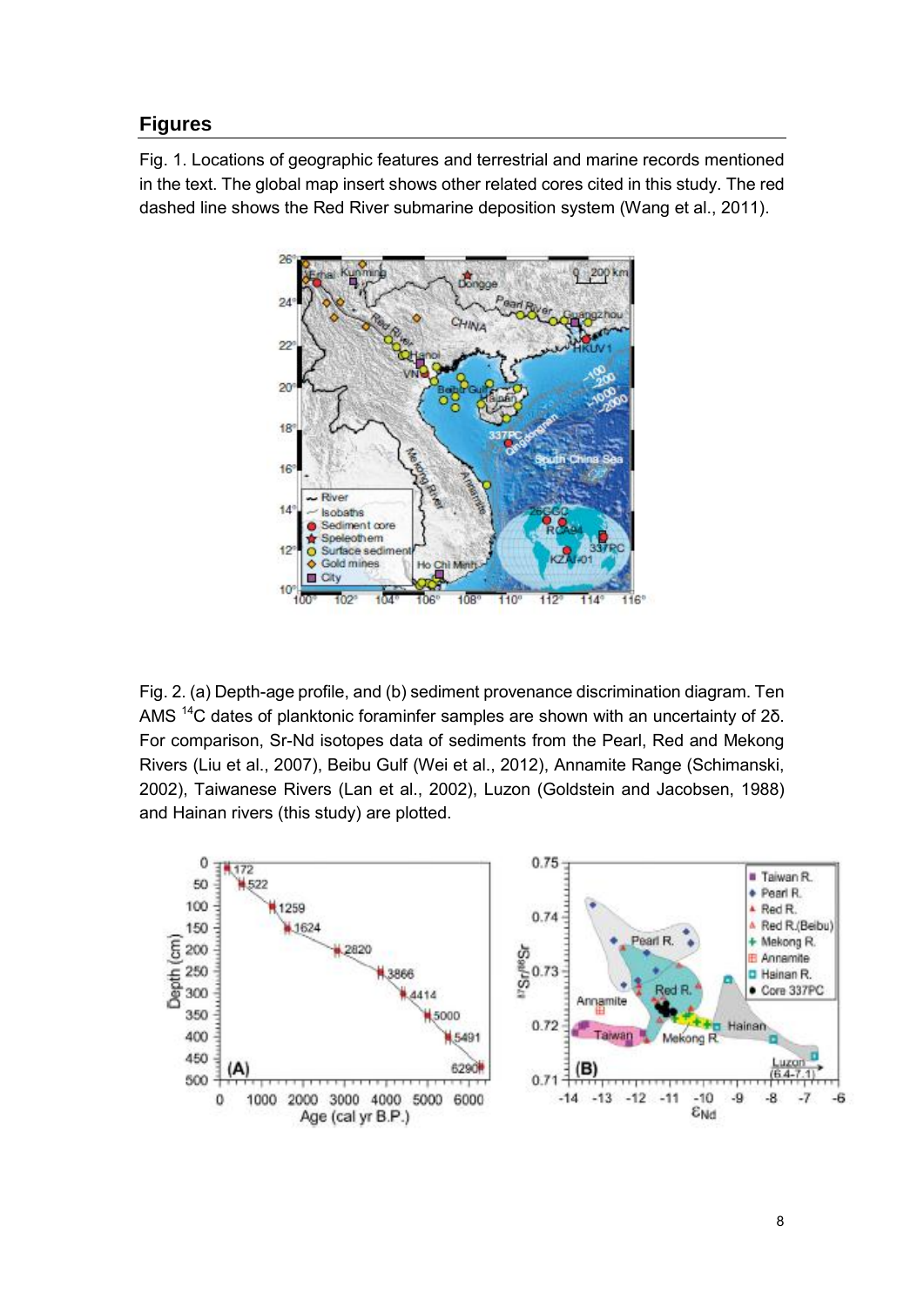## Figures

Fig. 1. Locations of geographic features and terrestrial and marine records mentioned in the text. The global map insert shows other related cores cited in this study. The red dashed line shows the Red River submarine deposition system (Wang et al., 2011).

Fig. 2. (a) Depth-age profile, and (b) sediment provenance discrimination diagram. Ten AMS $^{14}C$ dates of planktonic foraminfer samples are shown with an uncertainty of 2δ. For comparison, Sr-Nd isotopes data of sediments from the Pearl, Red and Mekong Rivers (Liu et al., 2007), Beibu Gulf (Wei et al., 2012), Annamite Range (Schimanski, 2002), Taiwanese Rivers (Lan et al., 2002), Luzon (Goldstein and Jacobsen, 1988) and Hainan rivers (this study) are plotted.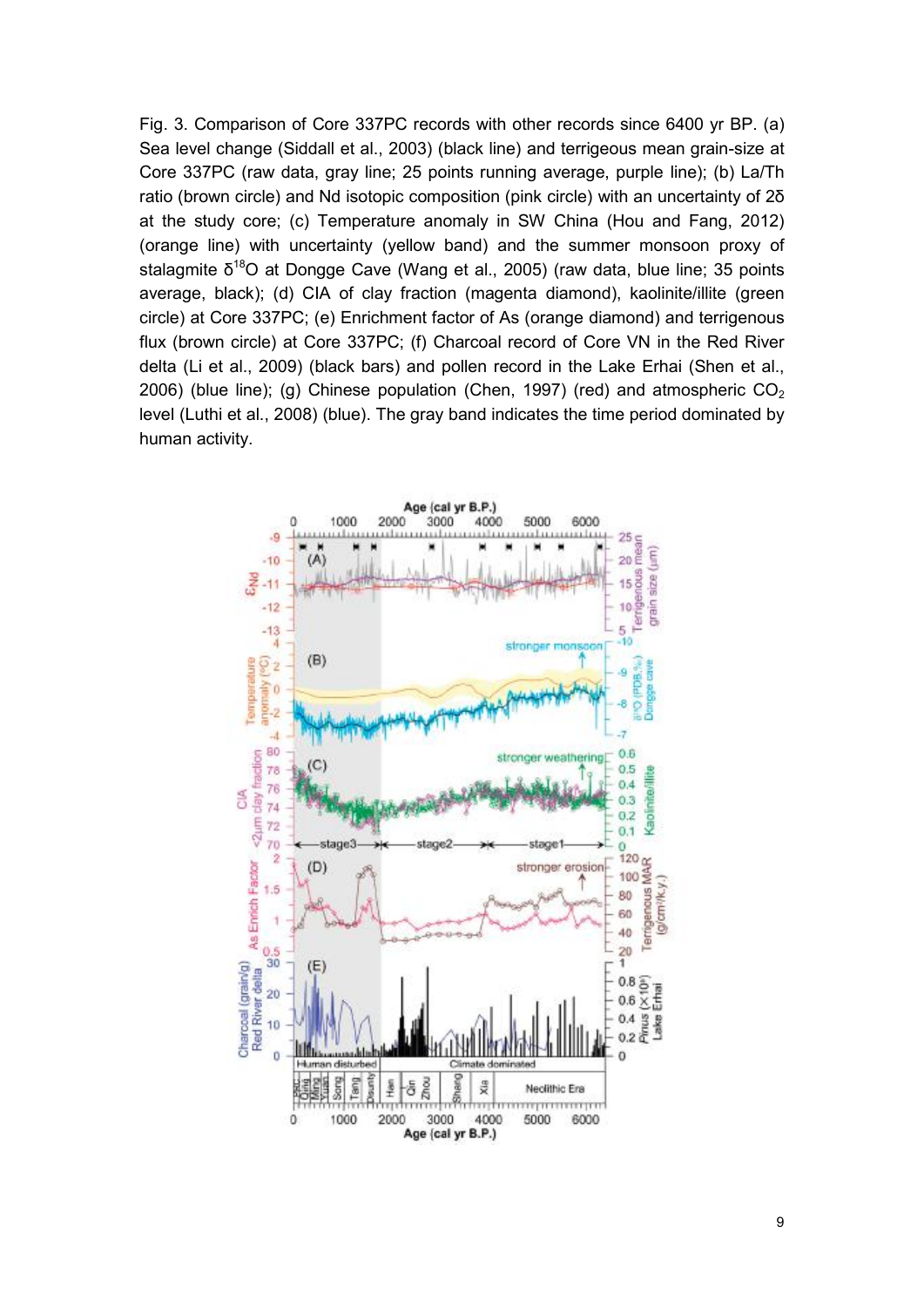Fig. 3. Comparison of Core 337PC records with other records since 6400 yr BP. (a) Sea level change (Siddall et al., 2003) (black line) and terrigeous mean grain-size at Core 337PC (raw data, gray line; 25 points running average, purple line); (b) La/Th ratio (brown circle) and Nd isotopic composition (pink circle) with an uncertainty of 2δ at the study core; (c) Temperature anomaly in SW China (Hou and Fang, 2012) (orange line) with uncertainty (yellow band) and the summer monsoon proxy of stalagmite $\delta^{18}O$ at Dongge Cave (Wang et al., 2005) (raw data, blue line; 35 points average, black); (d) CIA of clay fraction (magenta diamond), kaolinite/illite (green circle) at Core 337PC; (e) Enrichment factor of As (orange diamond) and terrigenous flux (brown circle) at Core 337PC; (f) Charcoal record of Core VN in the Red River delta (Li et al., 2009) (black bars) and pollen record in the Lake Erhai (Shen et al., 2006) (blue line); (g) Chinese population (Chen, 1997) (red) and atmospheric $CO_2$ level (Luthi et al., 2008) (blue). The gray band indicates the time period dominated by human activity.

Age (cal yr B.P.)
0 1000 2000 3000 4000 5000 6000

(A)
εNd
-9 -10 -11 -12 -13
Terrigenous mean grain size (μm)
25 20 15 10 5

(B)
Temperature anomaly (°C)
4 2 0 -2 -4
stronger monsoon
δ18O (PDB,‰) Dongge cave
-10 -9 -8 -7

(C)
CIA <2μm clay fraction
80 78 76 74 72 70
stronger weathering
Kaolinite/Illite
0.6 0.5 0.4 0.3 0.2 0.1 0
stage3 stage2 stage1

(D)
As Enrich Factor
2 1.5 1 0.5
stronger erosion
Terrigenous MAR (g/cm²/k.y.)
120 100 80 60 40 20

(E)
Charcoal (grain/g) Red River delta
30 20 10 0
Pinus (×10³) Lake Erhai
1 0.8 0.6 0.4 0.2 0

Human disturbed | Climate dominated
Qing Ming Yuan Song Tang Dynasty Han Qin Zhou Shang Xia Neolithic Era

0 1000 2000 3000 4000 5000 6000
Age (cal yr B.P.)